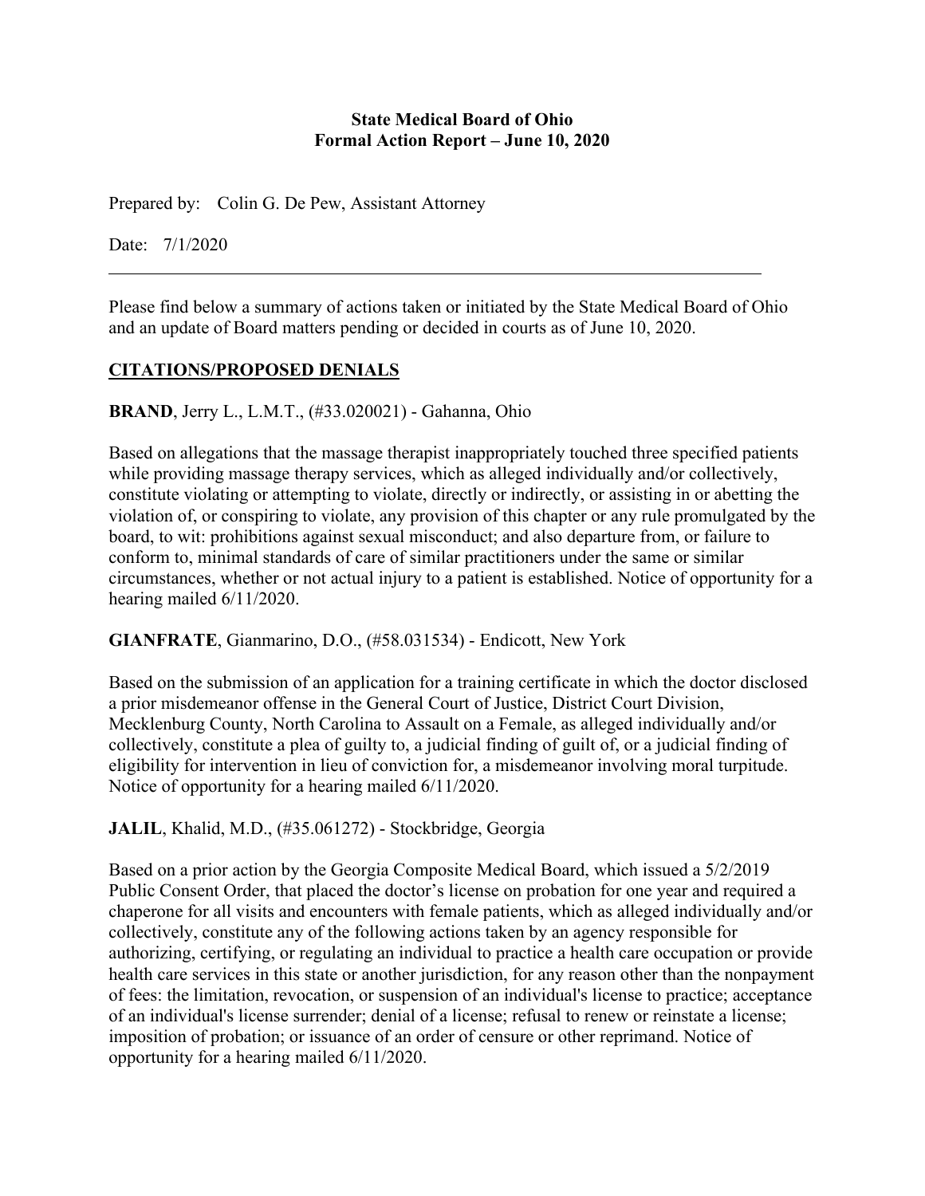**State Medical Board of Ohio**
**Formal Action Report – June 10, 2020**

Prepared by: Colin G. De Pew, Assistant Attorney

Date: 7/1/2020

---

Please find below a summary of actions taken or initiated by the State Medical Board of Ohio and an update of Board matters pending or decided in courts as of June 10, 2020.

## CITATIONS/PROPOSED DENIALS

**BRAND**, Jerry L., L.M.T., (#33.020021) - Gahanna, Ohio

Based on allegations that the massage therapist inappropriately touched three specified patients while providing massage therapy services, which as alleged individually and/or collectively, constitute violating or attempting to violate, directly or indirectly, or assisting in or abetting the violation of, or conspiring to violate, any provision of this chapter or any rule promulgated by the board, to wit: prohibitions against sexual misconduct; and also departure from, or failure to conform to, minimal standards of care of similar practitioners under the same or similar circumstances, whether or not actual injury to a patient is established. Notice of opportunity for a hearing mailed 6/11/2020.

**GIANFRATE**, Gianmarino, D.O., (#58.031534) - Endicott, New York

Based on the submission of an application for a training certificate in which the doctor disclosed a prior misdemeanor offense in the General Court of Justice, District Court Division, Mecklenburg County, North Carolina to Assault on a Female, as alleged individually and/or collectively, constitute a plea of guilty to, a judicial finding of guilt of, or a judicial finding of eligibility for intervention in lieu of conviction for, a misdemeanor involving moral turpitude. Notice of opportunity for a hearing mailed 6/11/2020.

**JALIL**, Khalid, M.D., (#35.061272) - Stockbridge, Georgia

Based on a prior action by the Georgia Composite Medical Board, which issued a 5/2/2019 Public Consent Order, that placed the doctor's license on probation for one year and required a chaperone for all visits and encounters with female patients, which as alleged individually and/or collectively, constitute any of the following actions taken by an agency responsible for authorizing, certifying, or regulating an individual to practice a health care occupation or provide health care services in this state or another jurisdiction, for any reason other than the nonpayment of fees: the limitation, revocation, or suspension of an individual's license to practice; acceptance of an individual's license surrender; denial of a license; refusal to renew or reinstate a license; imposition of probation; or issuance of an order of censure or other reprimand. Notice of opportunity for a hearing mailed 6/11/2020.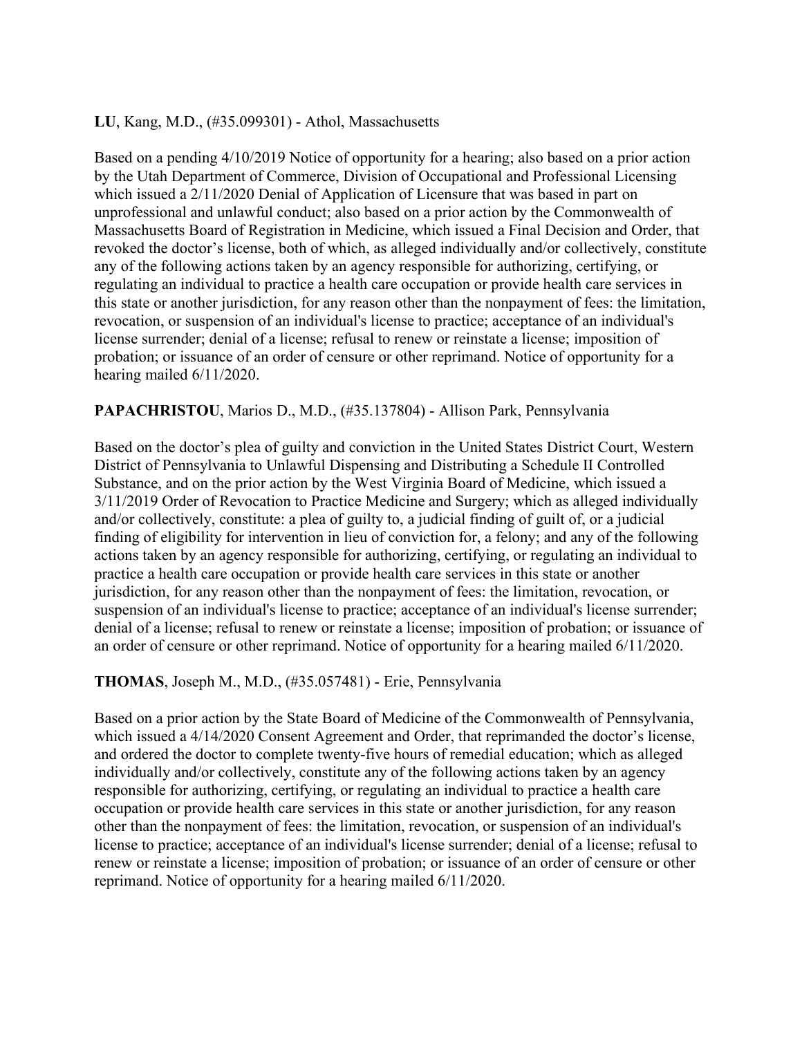**LU**, Kang, M.D., (#35.099301) - Athol, Massachusetts

Based on a pending 4/10/2019 Notice of opportunity for a hearing; also based on a prior action by the Utah Department of Commerce, Division of Occupational and Professional Licensing which issued a 2/11/2020 Denial of Application of Licensure that was based in part on unprofessional and unlawful conduct; also based on a prior action by the Commonwealth of Massachusetts Board of Registration in Medicine, which issued a Final Decision and Order, that revoked the doctor's license, both of which, as alleged individually and/or collectively, constitute any of the following actions taken by an agency responsible for authorizing, certifying, or regulating an individual to practice a health care occupation or provide health care services in this state or another jurisdiction, for any reason other than the nonpayment of fees: the limitation, revocation, or suspension of an individual's license to practice; acceptance of an individual's license surrender; denial of a license; refusal to renew or reinstate a license; imposition of probation; or issuance of an order of censure or other reprimand. Notice of opportunity for a hearing mailed 6/11/2020.

**PAPACHRISTOU**, Marios D., M.D., (#35.137804) - Allison Park, Pennsylvania

Based on the doctor's plea of guilty and conviction in the United States District Court, Western District of Pennsylvania to Unlawful Dispensing and Distributing a Schedule II Controlled Substance, and on the prior action by the West Virginia Board of Medicine, which issued a 3/11/2019 Order of Revocation to Practice Medicine and Surgery; which as alleged individually and/or collectively, constitute: a plea of guilty to, a judicial finding of guilt of, or a judicial finding of eligibility for intervention in lieu of conviction for, a felony; and any of the following actions taken by an agency responsible for authorizing, certifying, or regulating an individual to practice a health care occupation or provide health care services in this state or another jurisdiction, for any reason other than the nonpayment of fees: the limitation, revocation, or suspension of an individual's license to practice; acceptance of an individual's license surrender; denial of a license; refusal to renew or reinstate a license; imposition of probation; or issuance of an order of censure or other reprimand. Notice of opportunity for a hearing mailed 6/11/2020.

**THOMAS**, Joseph M., M.D., (#35.057481) - Erie, Pennsylvania

Based on a prior action by the State Board of Medicine of the Commonwealth of Pennsylvania, which issued a 4/14/2020 Consent Agreement and Order, that reprimanded the doctor's license, and ordered the doctor to complete twenty-five hours of remedial education; which as alleged individually and/or collectively, constitute any of the following actions taken by an agency responsible for authorizing, certifying, or regulating an individual to practice a health care occupation or provide health care services in this state or another jurisdiction, for any reason other than the nonpayment of fees: the limitation, revocation, or suspension of an individual's license to practice; acceptance of an individual's license surrender; denial of a license; refusal to renew or reinstate a license; imposition of probation; or issuance of an order of censure or other reprimand. Notice of opportunity for a hearing mailed 6/11/2020.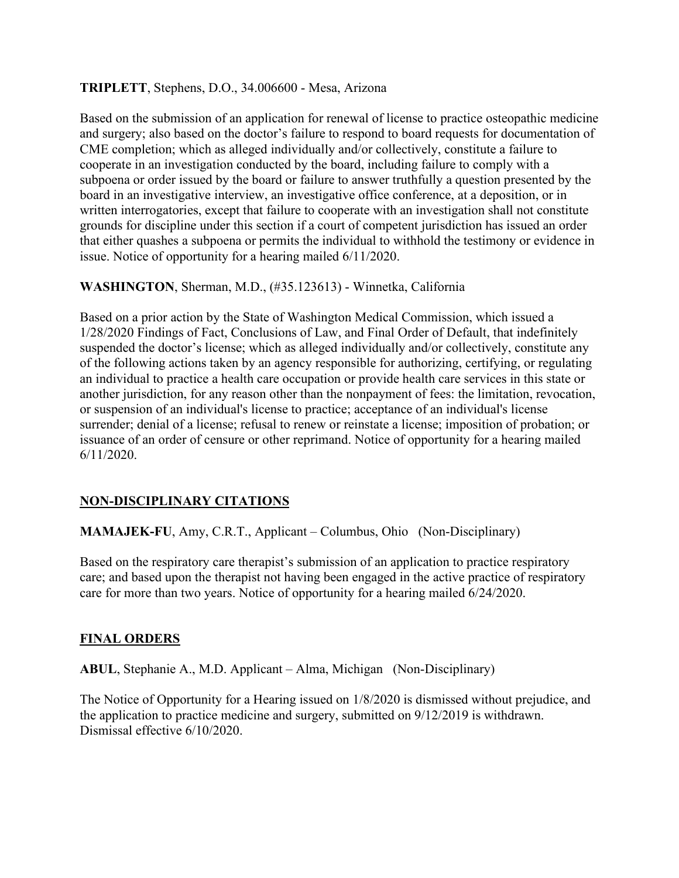**TRIPLETT**, Stephens, D.O., 34.006600 - Mesa, Arizona

Based on the submission of an application for renewal of license to practice osteopathic medicine and surgery; also based on the doctor's failure to respond to board requests for documentation of CME completion; which as alleged individually and/or collectively, constitute a failure to cooperate in an investigation conducted by the board, including failure to comply with a subpoena or order issued by the board or failure to answer truthfully a question presented by the board in an investigative interview, an investigative office conference, at a deposition, or in written interrogatories, except that failure to cooperate with an investigation shall not constitute grounds for discipline under this section if a court of competent jurisdiction has issued an order that either quashes a subpoena or permits the individual to withhold the testimony or evidence in issue. Notice of opportunity for a hearing mailed 6/11/2020.

**WASHINGTON**, Sherman, M.D., (#35.123613) - Winnetka, California

Based on a prior action by the State of Washington Medical Commission, which issued a 1/28/2020 Findings of Fact, Conclusions of Law, and Final Order of Default, that indefinitely suspended the doctor's license; which as alleged individually and/or collectively, constitute any of the following actions taken by an agency responsible for authorizing, certifying, or regulating an individual to practice a health care occupation or provide health care services in this state or another jurisdiction, for any reason other than the nonpayment of fees: the limitation, revocation, or suspension of an individual's license to practice; acceptance of an individual's license surrender; denial of a license; refusal to renew or reinstate a license; imposition of probation; or issuance of an order of censure or other reprimand. Notice of opportunity for a hearing mailed 6/11/2020.

## NON-DISCIPLINARY CITATIONS

**MAMAJEK-FU**, Amy, C.R.T., Applicant – Columbus, Ohio (Non-Disciplinary)

Based on the respiratory care therapist's submission of an application to practice respiratory care; and based upon the therapist not having been engaged in the active practice of respiratory care for more than two years. Notice of opportunity for a hearing mailed 6/24/2020.

## FINAL ORDERS

**ABUL**, Stephanie A., M.D. Applicant – Alma, Michigan (Non-Disciplinary)

The Notice of Opportunity for a Hearing issued on 1/8/2020 is dismissed without prejudice, and the application to practice medicine and surgery, submitted on 9/12/2019 is withdrawn. Dismissal effective 6/10/2020.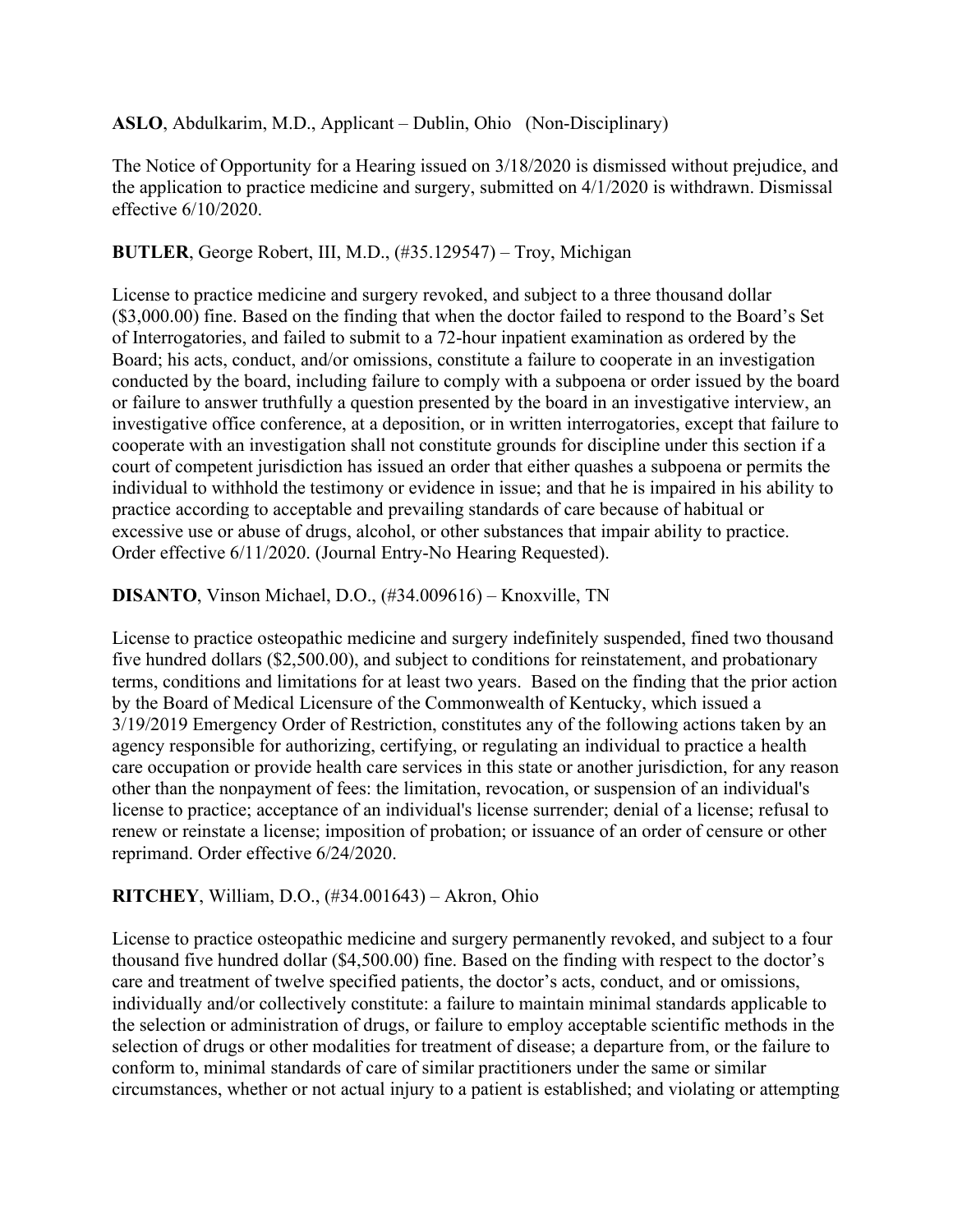**ASLO**, Abdulkarim, M.D., Applicant – Dublin, Ohio (Non-Disciplinary)

The Notice of Opportunity for a Hearing issued on 3/18/2020 is dismissed without prejudice, and the application to practice medicine and surgery, submitted on 4/1/2020 is withdrawn. Dismissal effective 6/10/2020.

**BUTLER**, George Robert, III, M.D., (#35.129547) – Troy, Michigan

License to practice medicine and surgery revoked, and subject to a three thousand dollar ($3,000.00) fine. Based on the finding that when the doctor failed to respond to the Board's Set of Interrogatories, and failed to submit to a 72-hour inpatient examination as ordered by the Board; his acts, conduct, and/or omissions, constitute a failure to cooperate in an investigation conducted by the board, including failure to comply with a subpoena or order issued by the board or failure to answer truthfully a question presented by the board in an investigative interview, an investigative office conference, at a deposition, or in written interrogatories, except that failure to cooperate with an investigation shall not constitute grounds for discipline under this section if a court of competent jurisdiction has issued an order that either quashes a subpoena or permits the individual to withhold the testimony or evidence in issue; and that he is impaired in his ability to practice according to acceptable and prevailing standards of care because of habitual or excessive use or abuse of drugs, alcohol, or other substances that impair ability to practice. Order effective 6/11/2020. (Journal Entry-No Hearing Requested).

**DISANTO**, Vinson Michael, D.O., (#34.009616) – Knoxville, TN

License to practice osteopathic medicine and surgery indefinitely suspended, fined two thousand five hundred dollars ($2,500.00), and subject to conditions for reinstatement, and probationary terms, conditions and limitations for at least two years. Based on the finding that the prior action by the Board of Medical Licensure of the Commonwealth of Kentucky, which issued a 3/19/2019 Emergency Order of Restriction, constitutes any of the following actions taken by an agency responsible for authorizing, certifying, or regulating an individual to practice a health care occupation or provide health care services in this state or another jurisdiction, for any reason other than the nonpayment of fees: the limitation, revocation, or suspension of an individual's license to practice; acceptance of an individual's license surrender; denial of a license; refusal to renew or reinstate a license; imposition of probation; or issuance of an order of censure or other reprimand. Order effective 6/24/2020.

**RITCHEY**, William, D.O., (#34.001643) – Akron, Ohio

License to practice osteopathic medicine and surgery permanently revoked, and subject to a four thousand five hundred dollar ($4,500.00) fine. Based on the finding with respect to the doctor's care and treatment of twelve specified patients, the doctor's acts, conduct, and or omissions, individually and/or collectively constitute: a failure to maintain minimal standards applicable to the selection or administration of drugs, or failure to employ acceptable scientific methods in the selection of drugs or other modalities for treatment of disease; a departure from, or the failure to conform to, minimal standards of care of similar practitioners under the same or similar circumstances, whether or not actual injury to a patient is established; and violating or attempting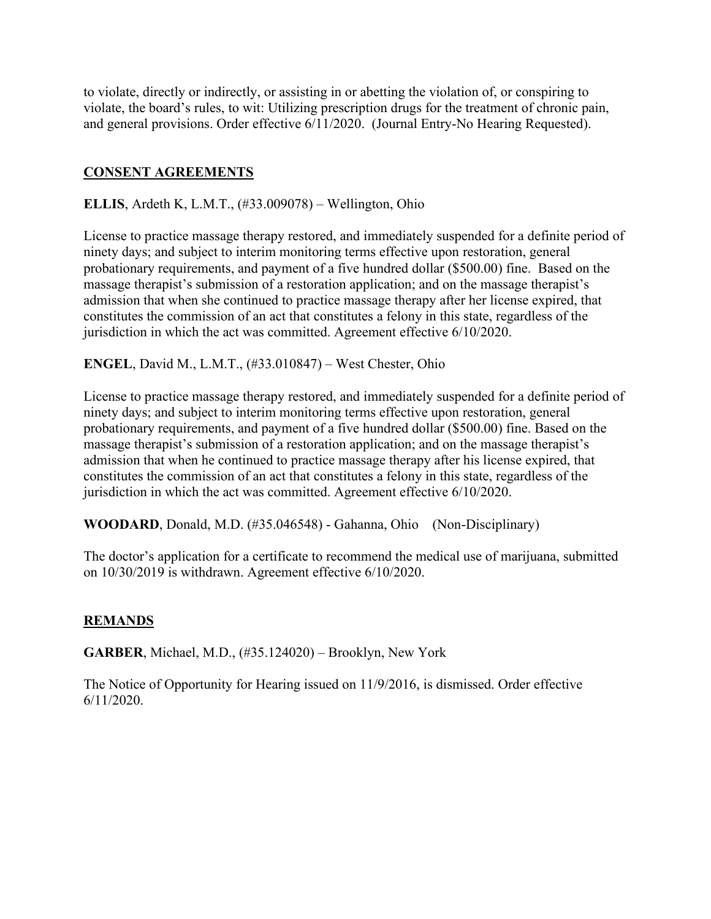to violate, directly or indirectly, or assisting in or abetting the violation of, or conspiring to violate, the board's rules, to wit: Utilizing prescription drugs for the treatment of chronic pain, and general provisions. Order effective 6/11/2020. (Journal Entry-No Hearing Requested).

## CONSENT AGREEMENTS

**ELLIS**, Ardeth K, L.M.T., (#33.009078) – Wellington, Ohio

License to practice massage therapy restored, and immediately suspended for a definite period of ninety days; and subject to interim monitoring terms effective upon restoration, general probationary requirements, and payment of a five hundred dollar ($500.00) fine. Based on the massage therapist's submission of a restoration application; and on the massage therapist's admission that when she continued to practice massage therapy after her license expired, that constitutes the commission of an act that constitutes a felony in this state, regardless of the jurisdiction in which the act was committed. Agreement effective 6/10/2020.

**ENGEL**, David M., L.M.T., (#33.010847) – West Chester, Ohio

License to practice massage therapy restored, and immediately suspended for a definite period of ninety days; and subject to interim monitoring terms effective upon restoration, general probationary requirements, and payment of a five hundred dollar ($500.00) fine. Based on the massage therapist's submission of a restoration application; and on the massage therapist's admission that when he continued to practice massage therapy after his license expired, that constitutes the commission of an act that constitutes a felony in this state, regardless of the jurisdiction in which the act was committed. Agreement effective 6/10/2020.

**WOODARD**, Donald, M.D. (#35.046548) - Gahanna, Ohio (Non-Disciplinary)

The doctor's application for a certificate to recommend the medical use of marijuana, submitted on 10/30/2019 is withdrawn. Agreement effective 6/10/2020.

## REMANDS

**GARBER**, Michael, M.D., (#35.124020) – Brooklyn, New York

The Notice of Opportunity for Hearing issued on 11/9/2016, is dismissed. Order effective 6/11/2020.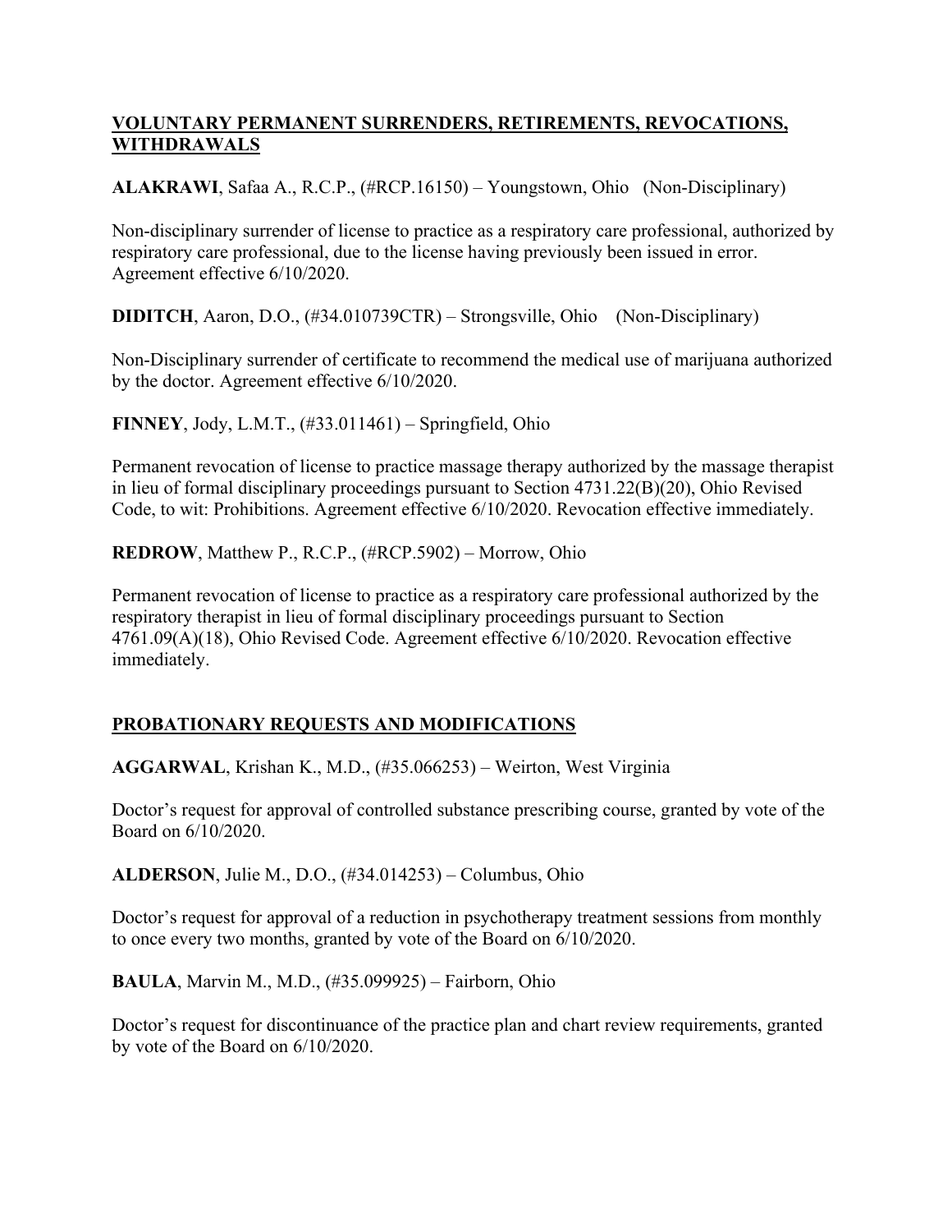## **VOLUNTARY PERMANENT SURRENDERS, RETIREMENTS, REVOCATIONS, WITHDRAWALS**

**ALAKRAWI**, Safaa A., R.C.P., (#RCP.16150) – Youngstown, Ohio (Non-Disciplinary)

Non-disciplinary surrender of license to practice as a respiratory care professional, authorized by respiratory care professional, due to the license having previously been issued in error. Agreement effective 6/10/2020.

**DIDITCH**, Aaron, D.O., (#34.010739CTR) – Strongsville, Ohio (Non-Disciplinary)

Non-Disciplinary surrender of certificate to recommend the medical use of marijuana authorized by the doctor. Agreement effective 6/10/2020.

**FINNEY**, Jody, L.M.T., (#33.011461) – Springfield, Ohio

Permanent revocation of license to practice massage therapy authorized by the massage therapist in lieu of formal disciplinary proceedings pursuant to Section 4731.22(B)(20), Ohio Revised Code, to wit: Prohibitions. Agreement effective 6/10/2020. Revocation effective immediately.

**REDROW**, Matthew P., R.C.P., (#RCP.5902) – Morrow, Ohio

Permanent revocation of license to practice as a respiratory care professional authorized by the respiratory therapist in lieu of formal disciplinary proceedings pursuant to Section 4761.09(A)(18), Ohio Revised Code. Agreement effective 6/10/2020. Revocation effective immediately.

## **PROBATIONARY REQUESTS AND MODIFICATIONS**

**AGGARWAL**, Krishan K., M.D., (#35.066253) – Weirton, West Virginia

Doctor's request for approval of controlled substance prescribing course, granted by vote of the Board on 6/10/2020.

**ALDERSON**, Julie M., D.O., (#34.014253) – Columbus, Ohio

Doctor's request for approval of a reduction in psychotherapy treatment sessions from monthly to once every two months, granted by vote of the Board on 6/10/2020.

**BAULA**, Marvin M., M.D., (#35.099925) – Fairborn, Ohio

Doctor's request for discontinuance of the practice plan and chart review requirements, granted by vote of the Board on 6/10/2020.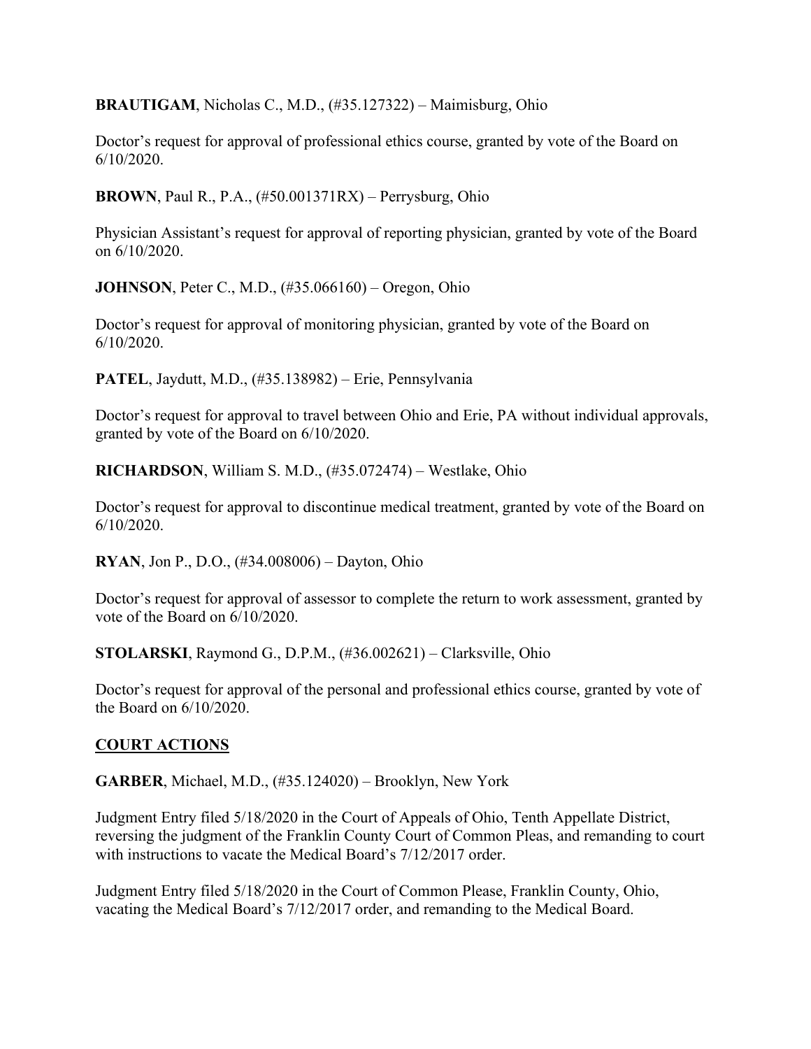**BRAUTIGAM**, Nicholas C., M.D., (#35.127322) – Maimisburg, Ohio

Doctor's request for approval of professional ethics course, granted by vote of the Board on 6/10/2020.

**BROWN**, Paul R., P.A., (#50.001371RX) – Perrysburg, Ohio

Physician Assistant's request for approval of reporting physician, granted by vote of the Board on 6/10/2020.

**JOHNSON**, Peter C., M.D., (#35.066160) – Oregon, Ohio

Doctor's request for approval of monitoring physician, granted by vote of the Board on 6/10/2020.

**PATEL**, Jaydutt, M.D., (#35.138982) – Erie, Pennsylvania

Doctor's request for approval to travel between Ohio and Erie, PA without individual approvals, granted by vote of the Board on 6/10/2020.

**RICHARDSON**, William S. M.D., (#35.072474) – Westlake, Ohio

Doctor's request for approval to discontinue medical treatment, granted by vote of the Board on 6/10/2020.

**RYAN**, Jon P., D.O., (#34.008006) – Dayton, Ohio

Doctor's request for approval of assessor to complete the return to work assessment, granted by vote of the Board on 6/10/2020.

**STOLARSKI**, Raymond G., D.P.M., (#36.002621) – Clarksville, Ohio

Doctor's request for approval of the personal and professional ethics course, granted by vote of the Board on 6/10/2020.

## COURT ACTIONS

**GARBER**, Michael, M.D., (#35.124020) – Brooklyn, New York

Judgment Entry filed 5/18/2020 in the Court of Appeals of Ohio, Tenth Appellate District, reversing the judgment of the Franklin County Court of Common Pleas, and remanding to court with instructions to vacate the Medical Board's 7/12/2017 order.

Judgment Entry filed 5/18/2020 in the Court of Common Please, Franklin County, Ohio, vacating the Medical Board's 7/12/2017 order, and remanding to the Medical Board.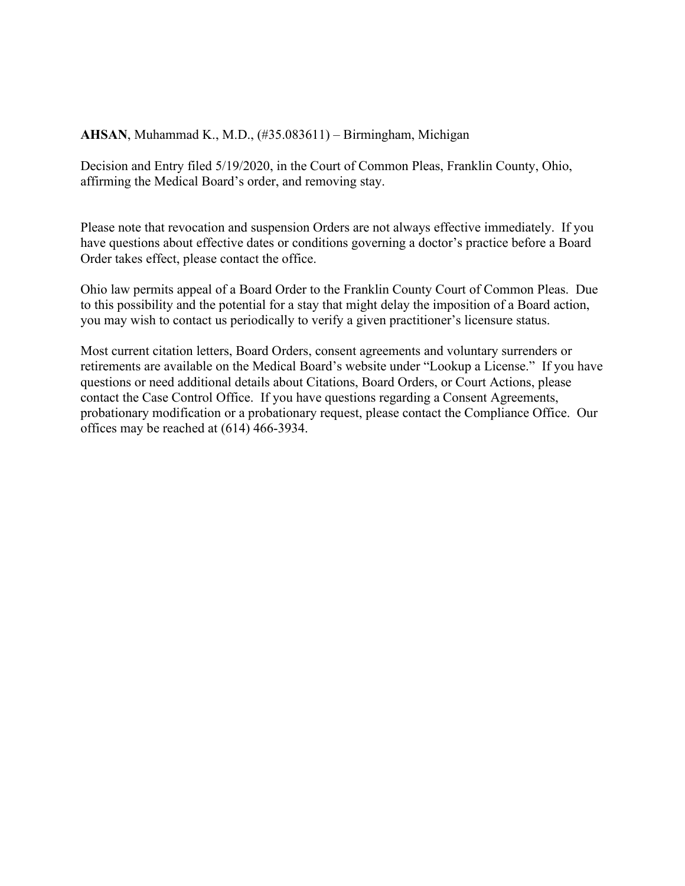**AHSAN**, Muhammad K., M.D., (#35.083611) – Birmingham, Michigan

Decision and Entry filed 5/19/2020, in the Court of Common Pleas, Franklin County, Ohio, affirming the Medical Board's order, and removing stay.

Please note that revocation and suspension Orders are not always effective immediately. If you have questions about effective dates or conditions governing a doctor's practice before a Board Order takes effect, please contact the office.

Ohio law permits appeal of a Board Order to the Franklin County Court of Common Pleas. Due to this possibility and the potential for a stay that might delay the imposition of a Board action, you may wish to contact us periodically to verify a given practitioner's licensure status.

Most current citation letters, Board Orders, consent agreements and voluntary surrenders or retirements are available on the Medical Board's website under "Lookup a License." If you have questions or need additional details about Citations, Board Orders, or Court Actions, please contact the Case Control Office. If you have questions regarding a Consent Agreements, probationary modification or a probationary request, please contact the Compliance Office. Our offices may be reached at (614) 466-3934.